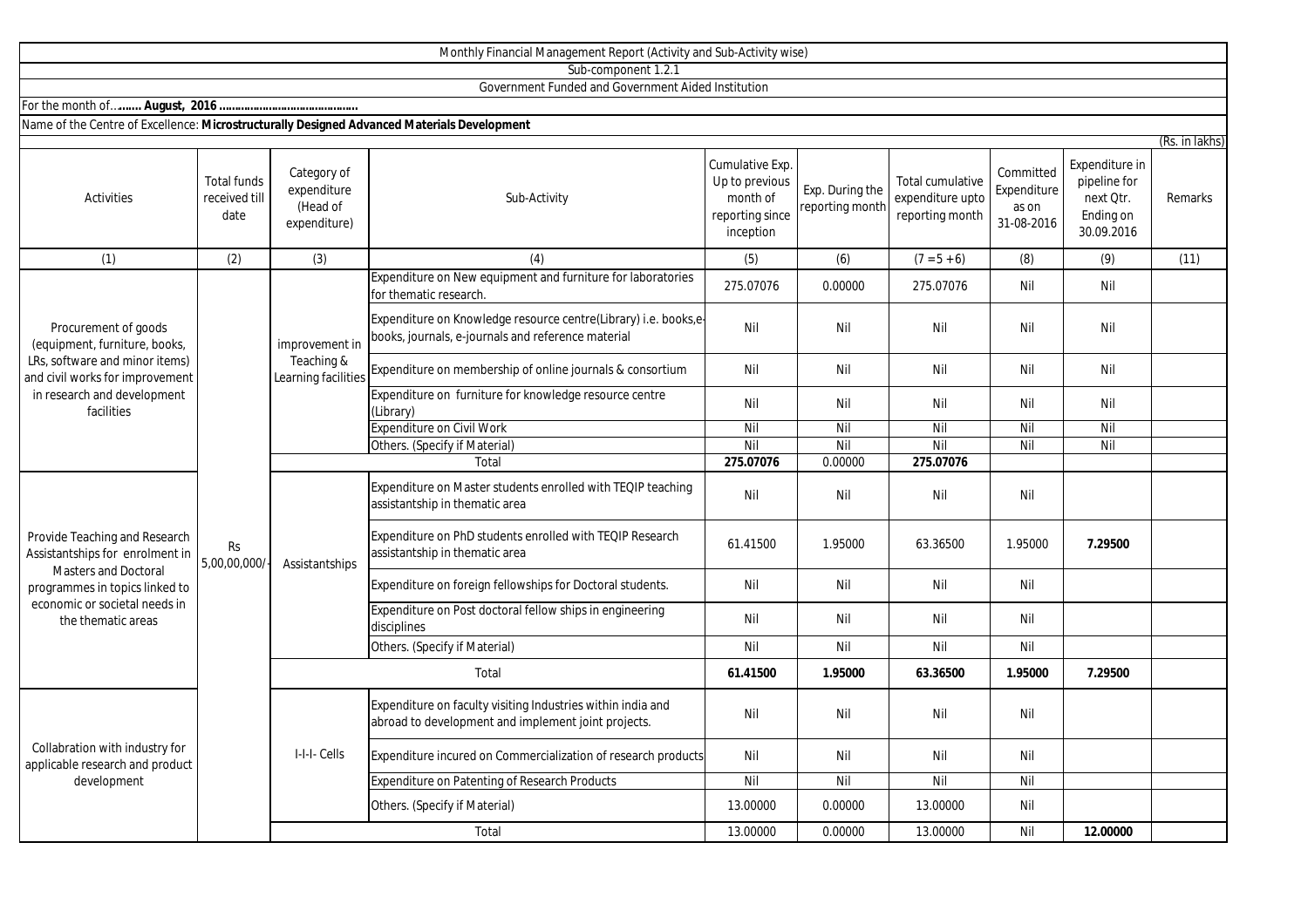Monthly Financial Management Report (Activity and Sub-Activity wise)

Sub-component 1.2.1

Government Funded and Government Aided Institution

For the month of**........ August, 2016 ............................................**

Name of the Centre of Excellence: **Microstructurally Designed Advanced Materials Development**

(Rs. in lakhs)

| Activities | Total funds received till date | Category of expenditure (Head of expenditure) | Sub-Activity | Cumulative Exp. Up to previous month of reporting since inception | Exp. During the reporting month | Total cumulative expenditure upto reporting month | Committed Expenditure as on 31-08-2016 | Expenditure in pipeline for next Qtr. Ending on 30.09.2016 | Remarks |
|---|---|---|---|---|---|---|---|---|---|
| (1) | (2) | (3) | (4) | (5) | (6) | (7 = 5 + 6) | (8) | (9) | (11) |
| Procurement of goods (equipment, furniture, books, LRs, software and minor items) and civil works for improvement in research and development facilities | Rs 5,00,00,000/- | improvement in Teaching & Learning facilities | Expenditure on New equipment and furniture for laboratories for thematic research. | 275.07076 | 0.00000 | 275.07076 | Nil | Nil | |
| | | | Expenditure on Knowledge resource centre(Library) i.e. books,e-books, journals, e-journals and reference material | Nil | Nil | Nil | Nil | Nil | |
| | | | Expenditure on membership of online journals & consortium | Nil | Nil | Nil | Nil | Nil | |
| | | | Expenditure on furniture for knowledge resource centre (Library) | Nil | Nil | Nil | Nil | Nil | |
| | | | Expenditure on Civil Work | Nil | Nil | Nil | Nil | Nil | |
| | | | Others. (Specify if Material) | Nil | Nil | Nil | Nil | Nil | |
| | | Total | | **275.07076** | 0.00000 | **275.07076** | | | |
| Provide Teaching and Research Assistantships for enrolment in Masters and Doctoral programmes in topics linked to economic or societal needs in the thematic areas | | Assistantships | Expenditure on Master students enrolled with TEQIP teaching assistantship in thematic area | Nil | Nil | Nil | Nil | | |
| | | | Expenditure on PhD students enrolled with TEQIP Research assistantship in thematic area | 61.41500 | 1.95000 | 63.36500 | 1.95000 | **7.29500** | |
| | | | Expenditure on foreign fellowships for Doctoral students. | Nil | Nil | Nil | Nil | | |
| | | | Expenditure on Post doctoral fellow ships in engineering disciplines | Nil | Nil | Nil | Nil | | |
| | | | Others. (Specify if Material) | Nil | Nil | Nil | Nil | | |
| | | Total | | **61.41500** | **1.95000** | **63.36500** | **1.95000** | **7.29500** | |
| Collabration with industry for applicable research and product development | | I-I-I- Cells | Expenditure on faculty visiting Industries within india and abroad to development and implement joint projects. | Nil | Nil | Nil | Nil | | |
| | | | Expenditure incured on Commercialization of research products | Nil | Nil | Nil | Nil | | |
| | | | Expenditure on Patenting of Research Products | Nil | Nil | Nil | Nil | | |
| | | | Others. (Specify if Material) | 13.00000 | 0.00000 | 13.00000 | Nil | | |
| | | Total | | 13.00000 | 0.00000 | 13.00000 | Nil | **12.00000** | |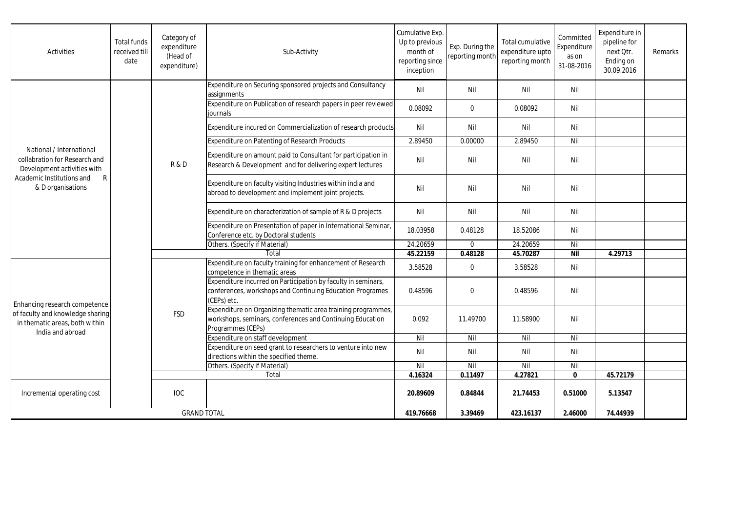| Activities | Total funds received till date | Category of expenditure (Head of expenditure) | Sub-Activity | Cumulative Exp. Up to previous month of reporting since inception | Exp. During the reporting month | Total cumulative expenditure upto reporting month | Committed Expenditure as on 31-08-2016 | Expenditure in pipeline for next Qtr. Ending on 30.09.2016 | Remarks |
|---|---|---|---|---|---|---|---|---|---|
| National / International collabration for Research and Development activities with Academic Institutions and R & D organisations | | R & D | Expenditure on Securing sponsored projects and Consultancy assignments | Nil | Nil | Nil | Nil | | |
| | | | Expenditure on Publication of research papers in peer reviewed journals | 0.08092 | 0 | 0.08092 | Nil | | |
| | | | Expenditure incured on Commercialization of research products | Nil | Nil | Nil | Nil | | |
| | | | Expenditure on Patenting of Research Products | 2.89450 | 0.00000 | 2.89450 | Nil | | |
| | | | Expenditure on amount paid to Consultant for participation in Research & Development and for delivering expert lectures | Nil | Nil | Nil | Nil | | |
| | | | Expenditure on faculty visiting Industries within india and abroad to development and implement joint projects. | Nil | Nil | Nil | Nil | | |
| | | | Expenditure on characterization of sample of R & D projects | Nil | Nil | Nil | Nil | | |
| | | | Expenditure on Presentation of paper in International Seminar, Conference etc. by Doctoral students | 18.03958 | 0.48128 | 18.52086 | Nil | | |
| | | | Others. (Specify if Material) | 24.20659 | 0 | 24.20659 | Nil | | |
| | | | **Total** | **45.22159** | **0.48128** | **45.70287** | **Nil** | **4.29713** | |
| Enhancing research competence of faculty and knowledge sharing in thematic areas, both within India and abroad | | FSD | Expenditure on faculty training for enhancement of Research competence in thematic areas | 3.58528 | 0 | 3.58528 | Nil | | |
| | | | Expenditure incurred on Participation by faculty in seminars, conferences, workshops and Continuing Education Programes (CEPs) etc. | 0.48596 | 0 | 0.48596 | Nil | | |
| | | | Expenditure on Organizing thematic area training programmes, workshops, seminars, conferences and Continuing Education Programmes (CEPs) | 0.092 | 11.49700 | 11.58900 | Nil | | |
| | | | Expenditure on staff development | Nil | Nil | Nil | Nil | | |
| | | | Expenditure on seed grant to researchers to venture into new directions within the specified theme. | Nil | Nil | Nil | Nil | | |
| | | | Others. (Specify if Material) | Nil | Nil | Nil | Nil | | |
| | | | **Total** | **4.16324** | **0.11497** | **4.27821** | **0** | **45.72179** | |
| Incremental operating cost | | IOC | | **20.89609** | **0.84844** | **21.74453** | **0.51000** | **5.13547** | |
| GRAND TOTAL | | | | **419.76668** | **3.39469** | **423.16137** | **2.46000** | **74.44939** | |